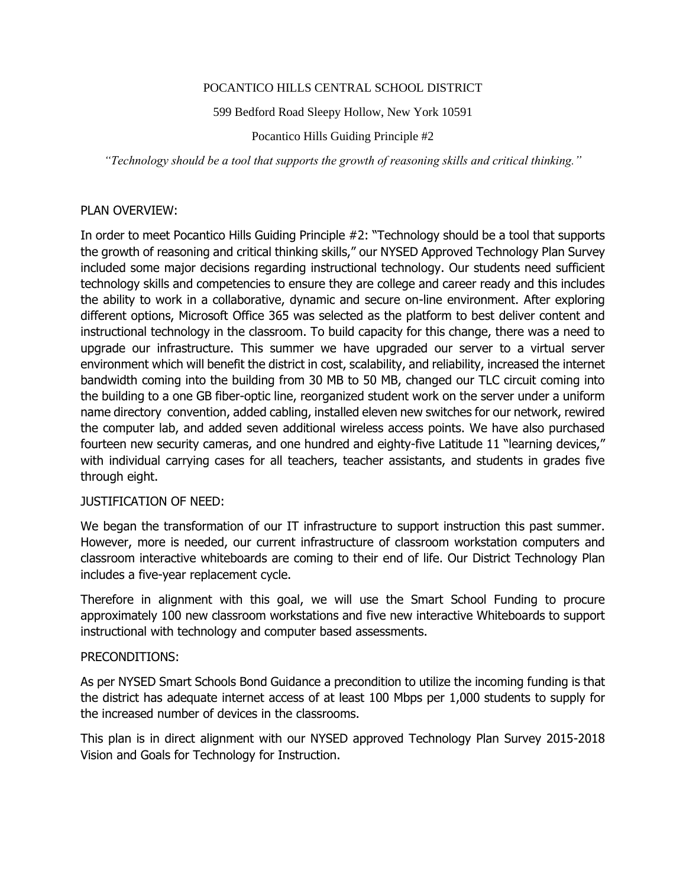POCANTICO HILLS CENTRAL SCHOOL DISTRICT

599 Bedford Road Sleepy Hollow, New York 10591

Pocantico Hills Guiding Principle #2

*"Technology should be a tool that supports the growth of reasoning skills and critical thinking."*

## PLAN OVERVIEW:

In order to meet Pocantico Hills Guiding Principle #2: "Technology should be a tool that supports the growth of reasoning and critical thinking skills," our NYSED Approved Technology Plan Survey included some major decisions regarding instructional technology. Our students need sufficient technology skills and competencies to ensure they are college and career ready and this includes the ability to work in a collaborative, dynamic and secure on-line environment. After exploring different options, Microsoft Office 365 was selected as the platform to best deliver content and instructional technology in the classroom. To build capacity for this change, there was a need to upgrade our infrastructure. This summer we have upgraded our server to a virtual server environment which will benefit the district in cost, scalability, and reliability, increased the internet bandwidth coming into the building from 30 MB to 50 MB, changed our TLC circuit coming into the building to a one GB fiber-optic line, reorganized student work on the server under a uniform name directory convention, added cabling, installed eleven new switches for our network, rewired the computer lab, and added seven additional wireless access points. We have also purchased fourteen new security cameras, and one hundred and eighty-five Latitude 11 "learning devices," with individual carrying cases for all teachers, teacher assistants, and students in grades five through eight.

## JUSTIFICATION OF NEED:

We began the transformation of our IT infrastructure to support instruction this past summer. However, more is needed, our current infrastructure of classroom workstation computers and classroom interactive whiteboards are coming to their end of life. Our District Technology Plan includes a five-year replacement cycle.

Therefore in alignment with this goal, we will use the Smart School Funding to procure approximately 100 new classroom workstations and five new interactive Whiteboards to support instructional with technology and computer based assessments.

## PRECONDITIONS:

As per NYSED Smart Schools Bond Guidance a precondition to utilize the incoming funding is that the district has adequate internet access of at least 100 Mbps per 1,000 students to supply for the increased number of devices in the classrooms.

This plan is in direct alignment with our NYSED approved Technology Plan Survey 2015-2018 Vision and Goals for Technology for Instruction.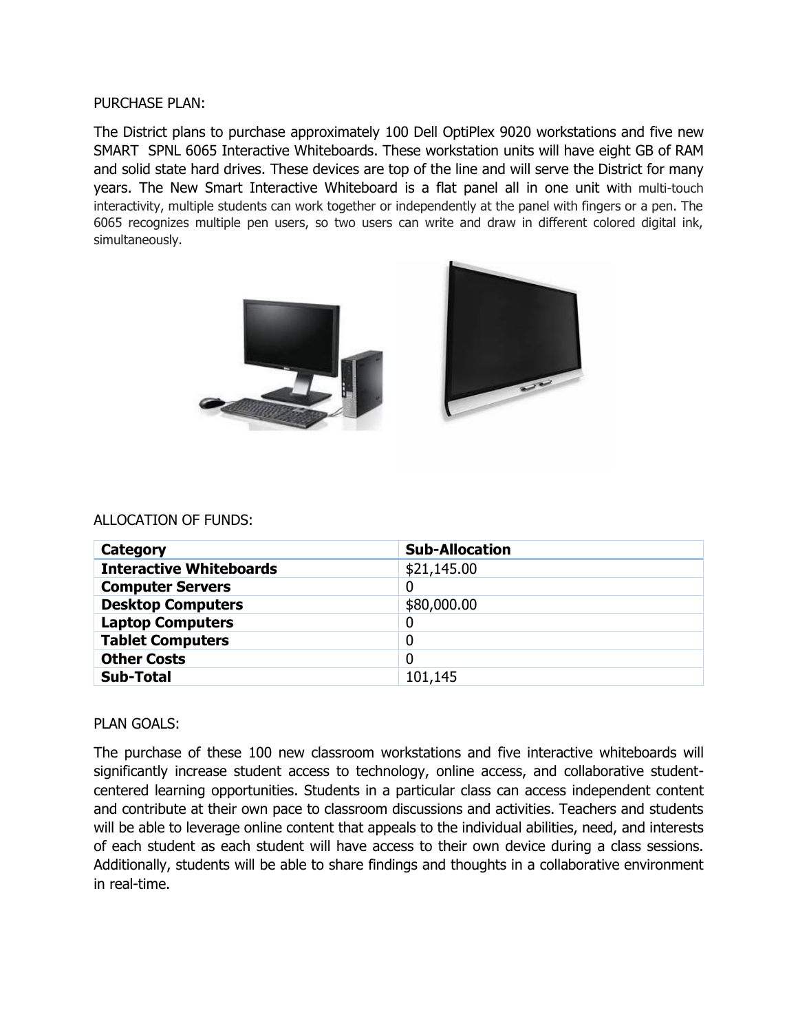PURCHASE PLAN:

The District plans to purchase approximately 100 Dell OptiPlex 9020 workstations and five new SMART SPNL 6065 Interactive Whiteboards. These workstation units will have eight GB of RAM and solid state hard drives. These devices are top of the line and will serve the District for many years. The New Smart Interactive Whiteboard is a flat panel all in one unit with multi-touch interactivity, multiple students can work together or independently at the panel with fingers or a pen. The 6065 recognizes multiple pen users, so two users can write and draw in different colored digital ink, simultaneously.

ALLOCATION OF FUNDS:

| Category | Sub-Allocation |
| --- | --- |
| **Interactive Whiteboards** | $21,145.00 |
| **Computer Servers** | 0 |
| **Desktop Computers** | $80,000.00 |
| **Laptop Computers** | 0 |
| **Tablet Computers** | 0 |
| **Other Costs** | 0 |
| **Sub-Total** | 101,145 |

PLAN GOALS:

The purchase of these 100 new classroom workstations and five interactive whiteboards will significantly increase student access to technology, online access, and collaborative student-centered learning opportunities. Students in a particular class can access independent content and contribute at their own pace to classroom discussions and activities. Teachers and students will be able to leverage online content that appeals to the individual abilities, need, and interests of each student as each student will have access to their own device during a class sessions. Additionally, students will be able to share findings and thoughts in a collaborative environment in real-time.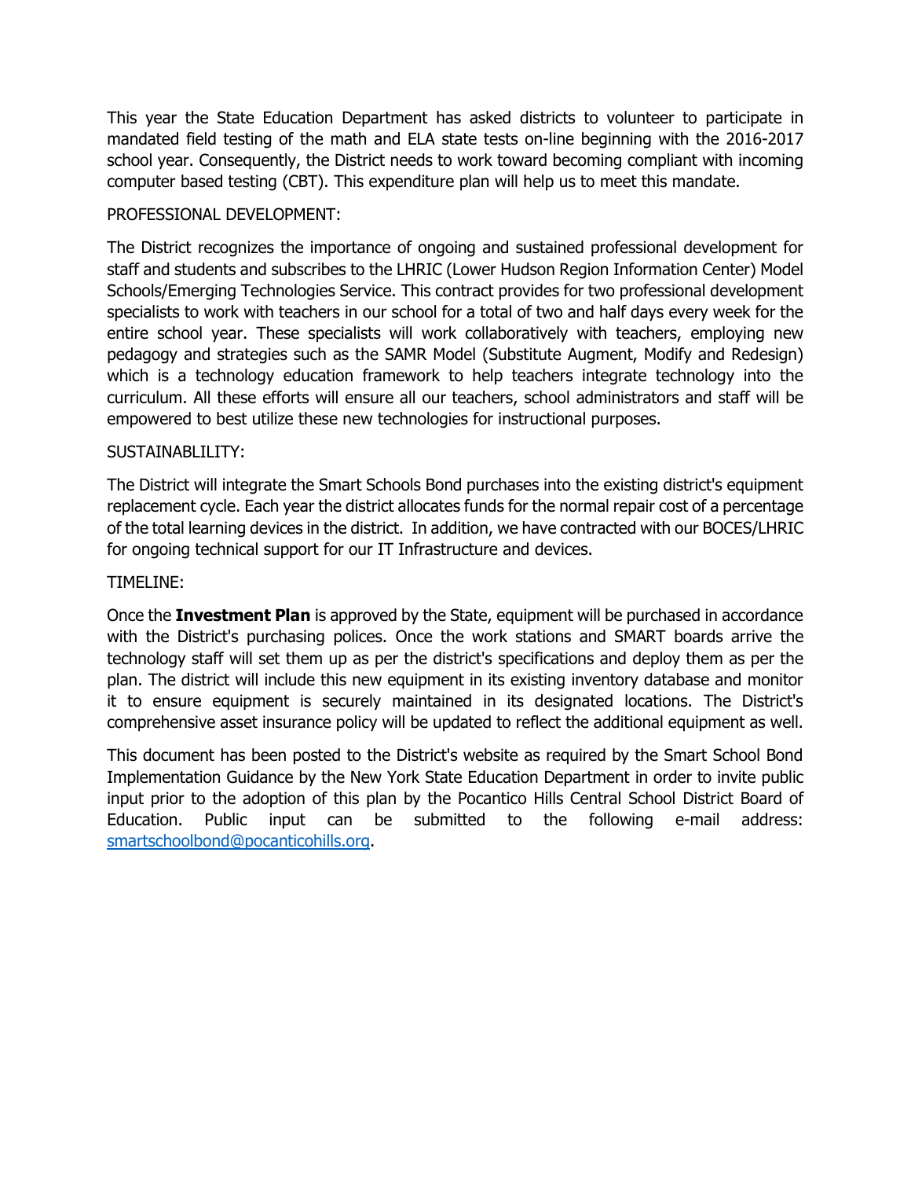This year the State Education Department has asked districts to volunteer to participate in mandated field testing of the math and ELA state tests on-line beginning with the 2016-2017 school year. Consequently, the District needs to work toward becoming compliant with incoming computer based testing (CBT). This expenditure plan will help us to meet this mandate.

PROFESSIONAL DEVELOPMENT:

The District recognizes the importance of ongoing and sustained professional development for staff and students and subscribes to the LHRIC (Lower Hudson Region Information Center) Model Schools/Emerging Technologies Service. This contract provides for two professional development specialists to work with teachers in our school for a total of two and half days every week for the entire school year. These specialists will work collaboratively with teachers, employing new pedagogy and strategies such as the SAMR Model (Substitute Augment, Modify and Redesign) which is a technology education framework to help teachers integrate technology into the curriculum. All these efforts will ensure all our teachers, school administrators and staff will be empowered to best utilize these new technologies for instructional purposes.

SUSTAINABLILITY:

The District will integrate the Smart Schools Bond purchases into the existing district's equipment replacement cycle. Each year the district allocates funds for the normal repair cost of a percentage of the total learning devices in the district. In addition, we have contracted with our BOCES/LHRIC for ongoing technical support for our IT Infrastructure and devices.

TIMELINE:

Once the **Investment Plan** is approved by the State, equipment will be purchased in accordance with the District's purchasing polices. Once the work stations and SMART boards arrive the technology staff will set them up as per the district's specifications and deploy them as per the plan. The district will include this new equipment in its existing inventory database and monitor it to ensure equipment is securely maintained in its designated locations. The District's comprehensive asset insurance policy will be updated to reflect the additional equipment as well.

This document has been posted to the District's website as required by the Smart School Bond Implementation Guidance by the New York State Education Department in order to invite public input prior to the adoption of this plan by the Pocantico Hills Central School District Board of Education. Public input can be submitted to the following e-mail address: smartschoolbond@pocanticohills.org.